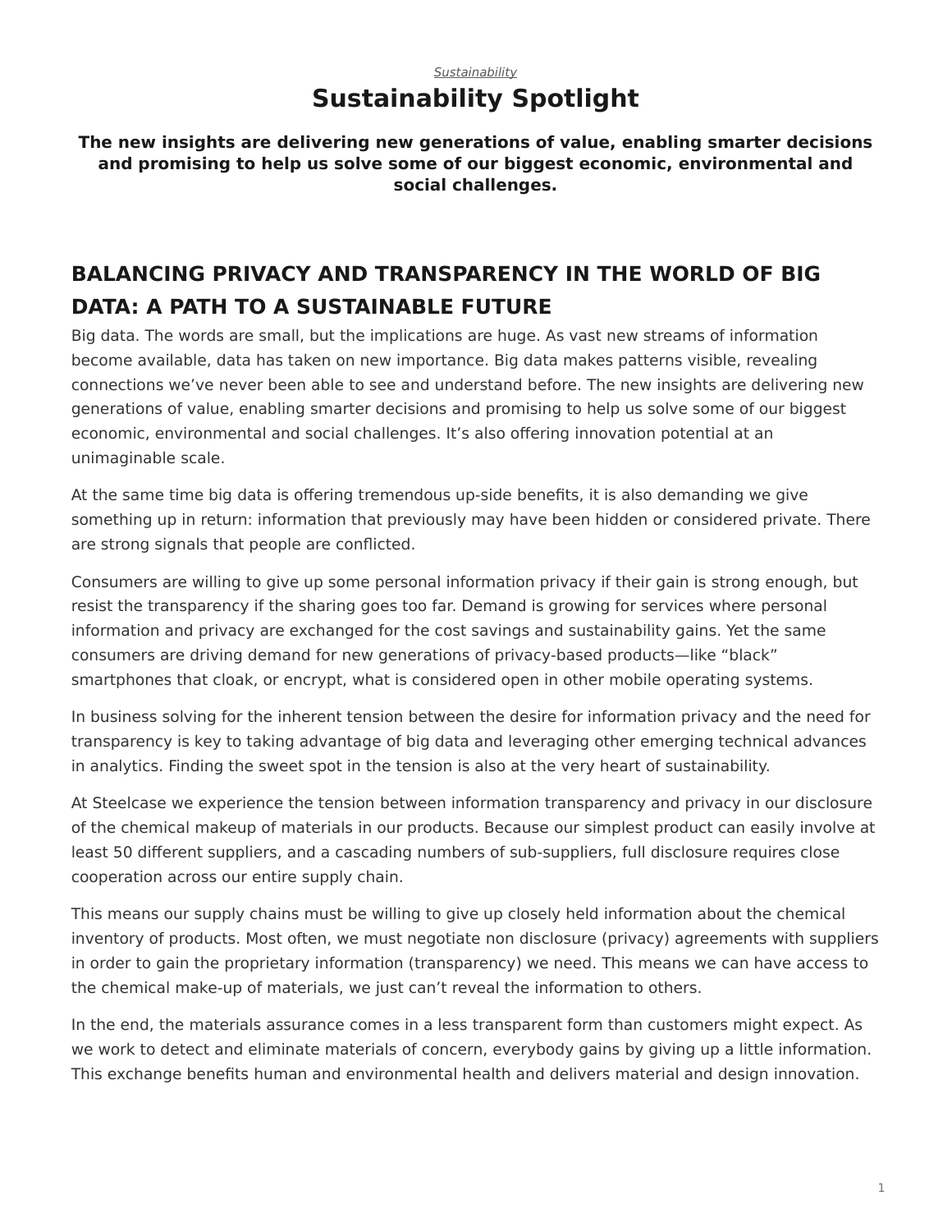*Sustainability*

# Sustainability Spotlight

**The new insights are delivering new generations of value, enabling smarter decisions and promising to help us solve some of our biggest economic, environmental and social challenges.**

## BALANCING PRIVACY AND TRANSPARENCY IN THE WORLD OF BIG DATA: A PATH TO A SUSTAINABLE FUTURE

Big data. The words are small, but the implications are huge. As vast new streams of information become available, data has taken on new importance. Big data makes patterns visible, revealing connections we've never been able to see and understand before. The new insights are delivering new generations of value, enabling smarter decisions and promising to help us solve some of our biggest economic, environmental and social challenges. It's also offering innovation potential at an unimaginable scale.

At the same time big data is offering tremendous up-side benefits, it is also demanding we give something up in return: information that previously may have been hidden or considered private. There are strong signals that people are conflicted.

Consumers are willing to give up some personal information privacy if their gain is strong enough, but resist the transparency if the sharing goes too far. Demand is growing for services where personal information and privacy are exchanged for the cost savings and sustainability gains. Yet the same consumers are driving demand for new generations of privacy-based products—like "black" smartphones that cloak, or encrypt, what is considered open in other mobile operating systems.

In business solving for the inherent tension between the desire for information privacy and the need for transparency is key to taking advantage of big data and leveraging other emerging technical advances in analytics. Finding the sweet spot in the tension is also at the very heart of sustainability.

At Steelcase we experience the tension between information transparency and privacy in our disclosure of the chemical makeup of materials in our products. Because our simplest product can easily involve at least 50 different suppliers, and a cascading numbers of sub-suppliers, full disclosure requires close cooperation across our entire supply chain.

This means our supply chains must be willing to give up closely held information about the chemical inventory of products. Most often, we must negotiate non disclosure (privacy) agreements with suppliers in order to gain the proprietary information (transparency) we need. This means we can have access to the chemical make-up of materials, we just can't reveal the information to others.

In the end, the materials assurance comes in a less transparent form than customers might expect. As we work to detect and eliminate materials of concern, everybody gains by giving up a little information. This exchange benefits human and environmental health and delivers material and design innovation.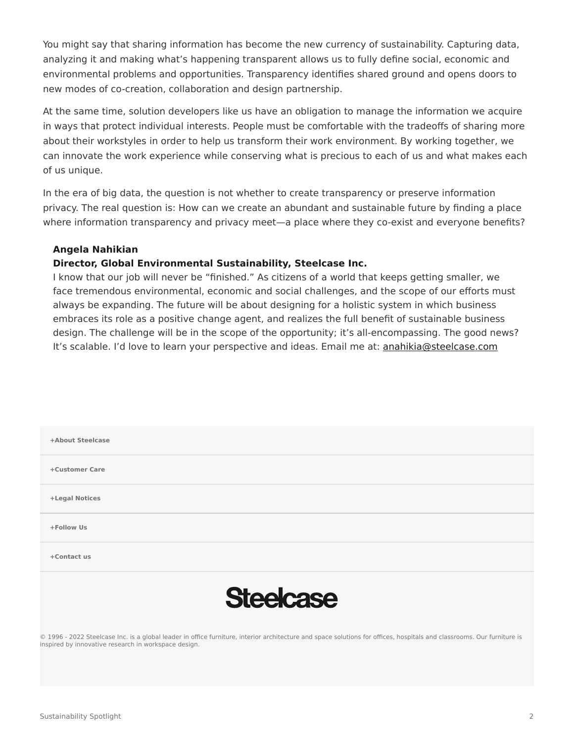You might say that sharing information has become the new currency of sustainability. Capturing data, analyzing it and making what's happening transparent allows us to fully define social, economic and environmental problems and opportunities. Transparency identifies shared ground and opens doors to new modes of co-creation, collaboration and design partnership.

At the same time, solution developers like us have an obligation to manage the information we acquire in ways that protect individual interests. People must be comfortable with the tradeoffs of sharing more about their workstyles in order to help us transform their work environment. By working together, we can innovate the work experience while conserving what is precious to each of us and what makes each of us unique.

In the era of big data, the question is not whether to create transparency or preserve information privacy. The real question is: How can we create an abundant and sustainable future by finding a place where information transparency and privacy meet—a place where they co-exist and everyone benefits?

**Angela Nahikian**
**Director, Global Environmental Sustainability, Steelcase Inc.**
I know that our job will never be "finished." As citizens of a world that keeps getting smaller, we face tremendous environmental, economic and social challenges, and the scope of our efforts must always be expanding. The future will be about designing for a holistic system in which business embraces its role as a positive change agent, and realizes the full benefit of sustainable business design. The challenge will be in the scope of the opportunity; it's all-encompassing. The good news? It's scalable. I'd love to learn your perspective and ideas. Email me at: anahikia@steelcase.com

**+About Steelcase**

**+Customer Care**

**+Legal Notices**

**+Follow Us**

**+Contact us**

Steelcase

© 1996 - 2022 Steelcase Inc. is a global leader in office furniture, interior architecture and space solutions for offices, hospitals and classrooms. Our furniture is inspired by innovative research in workspace design.